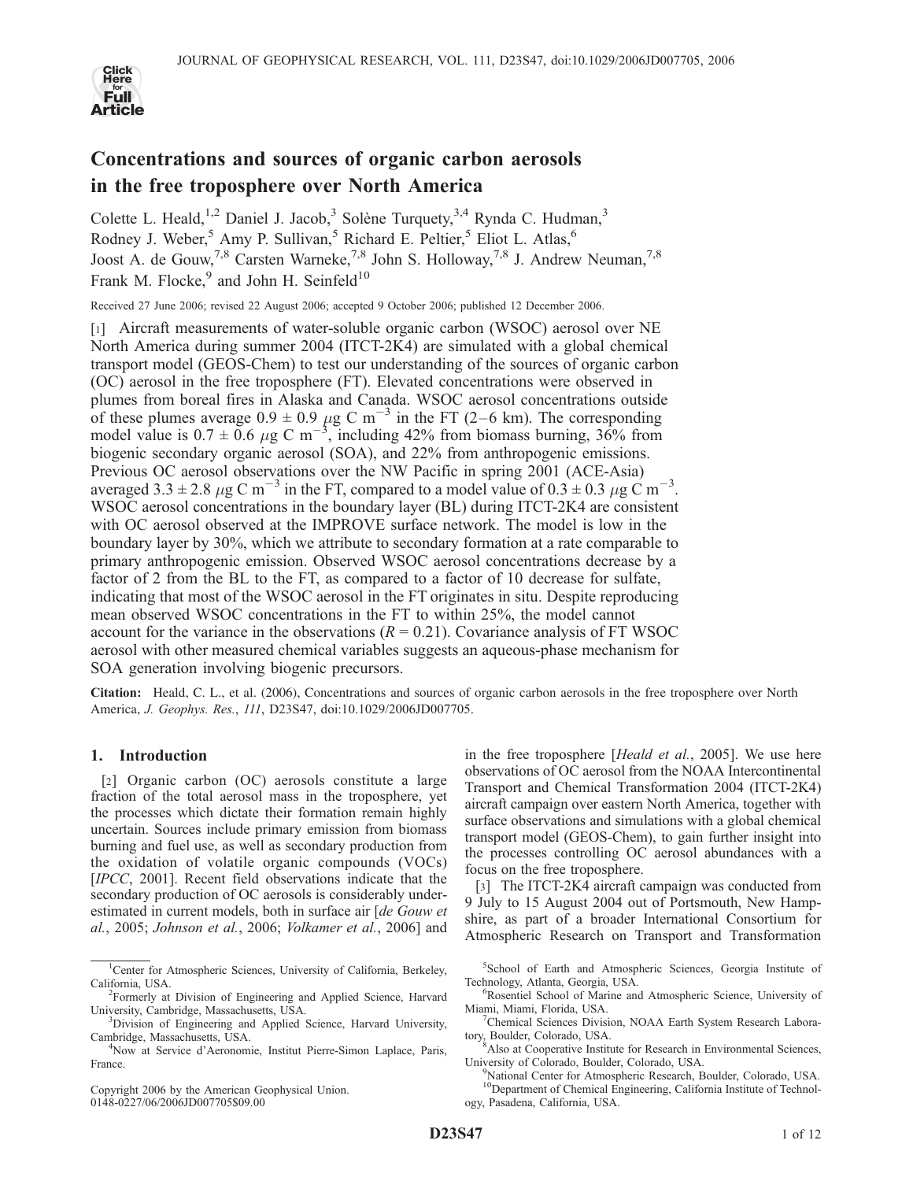# Concentrations and sources of organic carbon aerosols in the free troposphere over North America

Colette L. Heald,[1,2] Daniel J. Jacob,[3] Solène Turquety,[3,4] Rynda C. Hudman,[3] Rodney J. Weber,[5] Amy P. Sullivan,[5] Richard E. Peltier,[5] Eliot L. Atlas,[6] Joost A. de Gouw,[7,8] Carsten Warneke,[7,8] John S. Holloway,[7,8] J. Andrew Neuman,[7,8] Frank M. Flocke,[9] and John H. Seinfeld[10]

Received 27 June 2006; revised 22 August 2006; accepted 9 October 2006; published 12 December 2006.

[1] Aircraft measurements of water-soluble organic carbon (WSOC) aerosol over NE North America during summer 2004 (ITCT-2K4) are simulated with a global chemical transport model (GEOS-Chem) to test our understanding of the sources of organic carbon (OC) aerosol in the free troposphere (FT). Elevated concentrations were observed in plumes from boreal fires in Alaska and Canada. WSOC aerosol concentrations outside of these plumes average $0.9 \pm 0.9$ $\mu$g C m$^{-3}$ in the FT (2–6 km). The corresponding model value is $0.7 \pm 0.6$ $\mu$g C m$^{-3}$, including 42% from biomass burning, 36% from biogenic secondary organic aerosol (SOA), and 22% from anthropogenic emissions. Previous OC aerosol observations over the NW Pacific in spring 2001 (ACE-Asia) averaged $3.3 \pm 2.8$ $\mu$g C m$^{-3}$ in the FT, compared to a model value of $0.3 \pm 0.3$ $\mu$g C m$^{-3}$. WSOC aerosol concentrations in the boundary layer (BL) during ITCT-2K4 are consistent with OC aerosol observed at the IMPROVE surface network. The model is low in the boundary layer by 30%, which we attribute to secondary formation at a rate comparable to primary anthropogenic emission. Observed WSOC aerosol concentrations decrease by a factor of 2 from the BL to the FT, as compared to a factor of 10 decrease for sulfate, indicating that most of the WSOC aerosol in the FT originates in situ. Despite reproducing mean observed WSOC concentrations in the FT to within 25%, the model cannot account for the variance in the observations ($R = 0.21$). Covariance analysis of FT WSOC aerosol with other measured chemical variables suggests an aqueous-phase mechanism for SOA generation involving biogenic precursors.

**Citation:** Heald, C. L., et al. (2006), Concentrations and sources of organic carbon aerosols in the free troposphere over North America, *J. Geophys. Res.*, *111*, D23S47, doi:10.1029/2006JD007705.

## 1. Introduction

[2] Organic carbon (OC) aerosols constitute a large fraction of the total aerosol mass in the troposphere, yet the processes which dictate their formation remain highly uncertain. Sources include primary emission from biomass burning and fuel use, as well as secondary production from the oxidation of volatile organic compounds (VOCs) [*IPCC*, 2001]. Recent field observations indicate that the secondary production of OC aerosols is considerably underestimated in current models, both in surface air [*de Gouw et al.*, 2005; *Johnson et al.*, 2006; *Volkamer et al.*, 2006] and in the free troposphere [*Heald et al.*, 2005]. We use here observations of OC aerosol from the NOAA Intercontinental Transport and Chemical Transformation 2004 (ITCT-2K4) aircraft campaign over eastern North America, together with surface observations and simulations with a global chemical transport model (GEOS-Chem), to gain further insight into the processes controlling OC aerosol abundances with a focus on the free troposphere.

[3] The ITCT-2K4 aircraft campaign was conducted from 9 July to 15 August 2004 out of Portsmouth, New Hampshire, as part of a broader International Consortium for Atmospheric Research on Transport and Transformation

---

[1] Center for Atmospheric Sciences, University of California, Berkeley, California, USA.

[2] Formerly at Division of Engineering and Applied Science, Harvard University, Cambridge, Massachusetts, USA.

[3] Division of Engineering and Applied Science, Harvard University, Cambridge, Massachusetts, USA.

[4] Now at Service d'Aeronomie, Institut Pierre-Simon Laplace, Paris, France.

[5] School of Earth and Atmospheric Sciences, Georgia Institute of Technology, Atlanta, Georgia, USA.

[6] Rosentiel School of Marine and Atmospheric Science, University of Miami, Miami, Florida, USA.

[7] Chemical Sciences Division, NOAA Earth System Research Laboratory, Boulder, Colorado, USA.

[8] Also at Cooperative Institute for Research in Environmental Sciences, University of Colorado, Boulder, Colorado, USA.

[9] National Center for Atmospheric Research, Boulder, Colorado, USA.

[10] Department of Chemical Engineering, California Institute of Technology, Pasadena, California, USA.

Copyright 2006 by the American Geophysical Union.
0148-0227/06/2006JD007705$09.00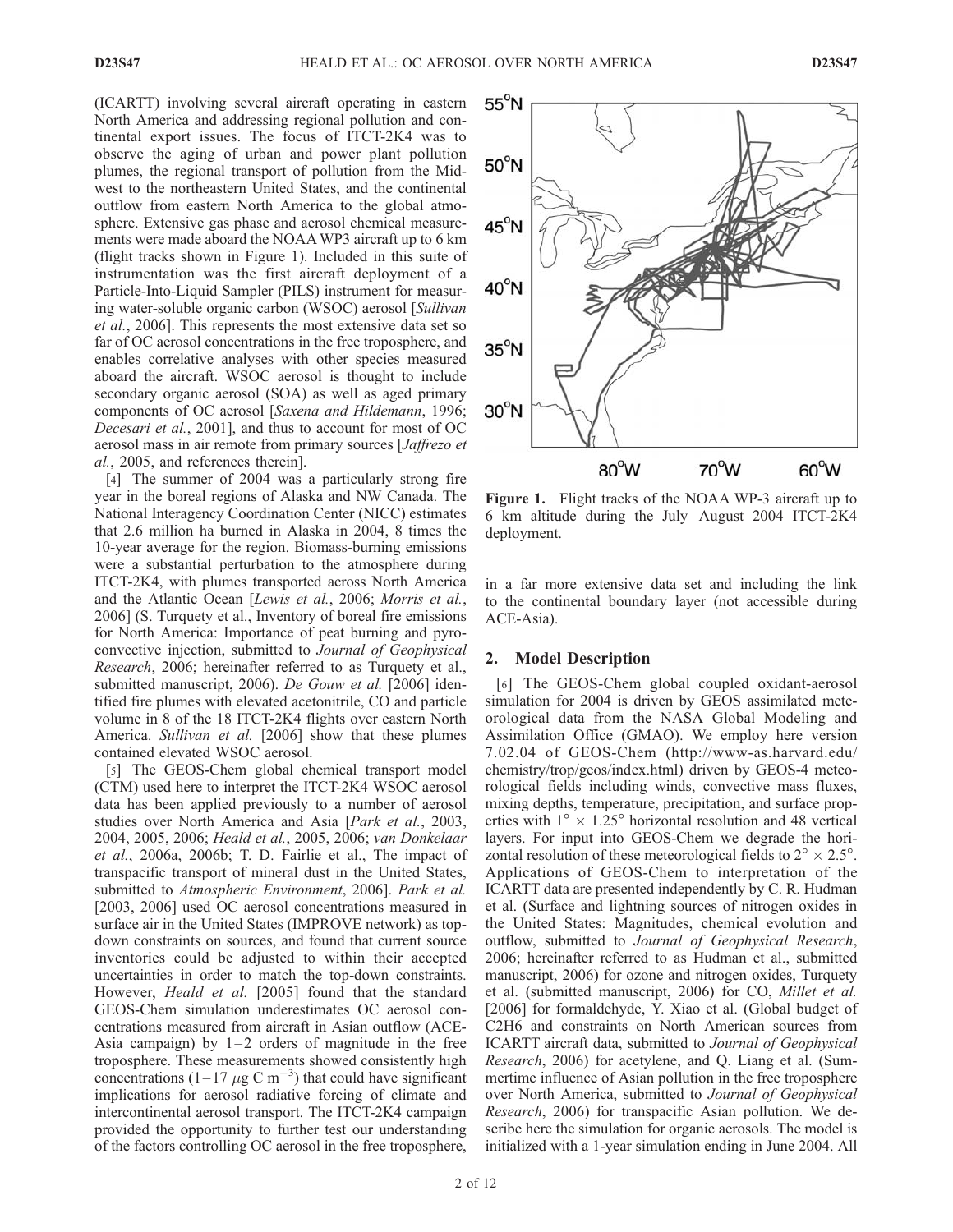(ICARTT) involving several aircraft operating in eastern North America and addressing regional pollution and continental export issues. The focus of ITCT-2K4 was to observe the aging of urban and power plant pollution plumes, the regional transport of pollution from the Midwest to the northeastern United States, and the continental outflow from eastern North America to the global atmosphere. Extensive gas phase and aerosol chemical measurements were made aboard the NOAA WP3 aircraft up to 6 km (flight tracks shown in Figure 1). Included in this suite of instrumentation was the first aircraft deployment of a Particle-Into-Liquid Sampler (PILS) instrument for measuring water-soluble organic carbon (WSOC) aerosol [*Sullivan et al.*, 2006]. This represents the most extensive data set so far of OC aerosol concentrations in the free troposphere, and enables correlative analyses with other species measured aboard the aircraft. WSOC aerosol is thought to include secondary organic aerosol (SOA) as well as aged primary components of OC aerosol [*Saxena and Hildemann*, 1996; *Decesari et al.*, 2001], and thus to account for most of OC aerosol mass in air remote from primary sources [*Jaffrezo et al.*, 2005, and references therein].

[4] The summer of 2004 was a particularly strong fire year in the boreal regions of Alaska and NW Canada. The National Interagency Coordination Center (NICC) estimates that 2.6 million ha burned in Alaska in 2004, 8 times the 10-year average for the region. Biomass-burning emissions were a substantial perturbation to the atmosphere during ITCT-2K4, with plumes transported across North America and the Atlantic Ocean [*Lewis et al.*, 2006; *Morris et al.*, 2006] (S. Turquety et al., Inventory of boreal fire emissions for North America: Importance of peat burning and pyroconvective injection, submitted to *Journal of Geophysical Research*, 2006; hereinafter referred to as Turquety et al., submitted manuscript, 2006). *De Gouw et al.* [2006] identified fire plumes with elevated acetonitrile, CO and particle volume in 8 of the 18 ITCT-2K4 flights over eastern North America. *Sullivan et al.* [2006] show that these plumes contained elevated WSOC aerosol.

[5] The GEOS-Chem global chemical transport model (CTM) used here to interpret the ITCT-2K4 WSOC aerosol data has been applied previously to a number of aerosol studies over North America and Asia [*Park et al.*, 2003, 2004, 2005, 2006; *Heald et al.*, 2005, 2006; *van Donkelaar et al.*, 2006a, 2006b; T. D. Fairlie et al., The impact of transpacific transport of mineral dust in the United States, submitted to *Atmospheric Environment*, 2006]. *Park et al.* [2003, 2006] used OC aerosol concentrations measured in surface air in the United States (IMPROVE network) as top-down constraints on sources, and found that current source inventories could be adjusted to within their accepted uncertainties in order to match the top-down constraints. However, *Heald et al.* [2005] found that the standard GEOS-Chem simulation underestimates OC aerosol concentrations measured from aircraft in Asian outflow (ACE-Asia campaign) by 1–2 orders of magnitude in the free troposphere. These measurements showed consistently high concentrations (1–17 $\mu$g C m$^{-3}$) that could have significant implications for aerosol radiative forcing of climate and intercontinental aerosol transport. The ITCT-2K4 campaign provided the opportunity to further test our understanding of the factors controlling OC aerosol in the free troposphere, in a far more extensive data set and including the link to the continental boundary layer (not accessible during ACE-Asia).

**Figure 1.** Flight tracks of the NOAA WP-3 aircraft up to 6 km altitude during the July–August 2004 ITCT-2K4 deployment.

## 2. Model Description

[6] The GEOS-Chem global coupled oxidant-aerosol simulation for 2004 is driven by GEOS assimilated meteorological data from the NASA Global Modeling and Assimilation Office (GMAO). We employ here version 7.02.04 of GEOS-Chem (http://www-as.harvard.edu/chemistry/trop/geos/index.html) driven by GEOS-4 meteorological fields including winds, convective mass fluxes, mixing depths, temperature, precipitation, and surface properties with $1^\circ \times 1.25^\circ$ horizontal resolution and 48 vertical layers. For input into GEOS-Chem we degrade the horizontal resolution of these meteorological fields to $2^\circ \times 2.5^\circ$. Applications of GEOS-Chem to interpretation of the ICARTT data are presented independently by C. R. Hudman et al. (Surface and lightning sources of nitrogen oxides in the United States: Magnitudes, chemical evolution and outflow, submitted to *Journal of Geophysical Research*, 2006; hereinafter referred to as Hudman et al., submitted manuscript, 2006) for ozone and nitrogen oxides, Turquety et al. (submitted manuscript, 2006) for CO, *Millet et al.* [2006] for formaldehyde, Y. Xiao et al. (Global budget of C2H6 and constraints on North American sources from ICARTT aircraft data, submitted to *Journal of Geophysical Research*, 2006) for acetylene, and Q. Liang et al. (Summertime influence of Asian pollution in the free troposphere over North America, submitted to *Journal of Geophysical Research*, 2006) for transpacific Asian pollution. We describe here the simulation for organic aerosols. The model is initialized with a 1-year simulation ending in June 2004. All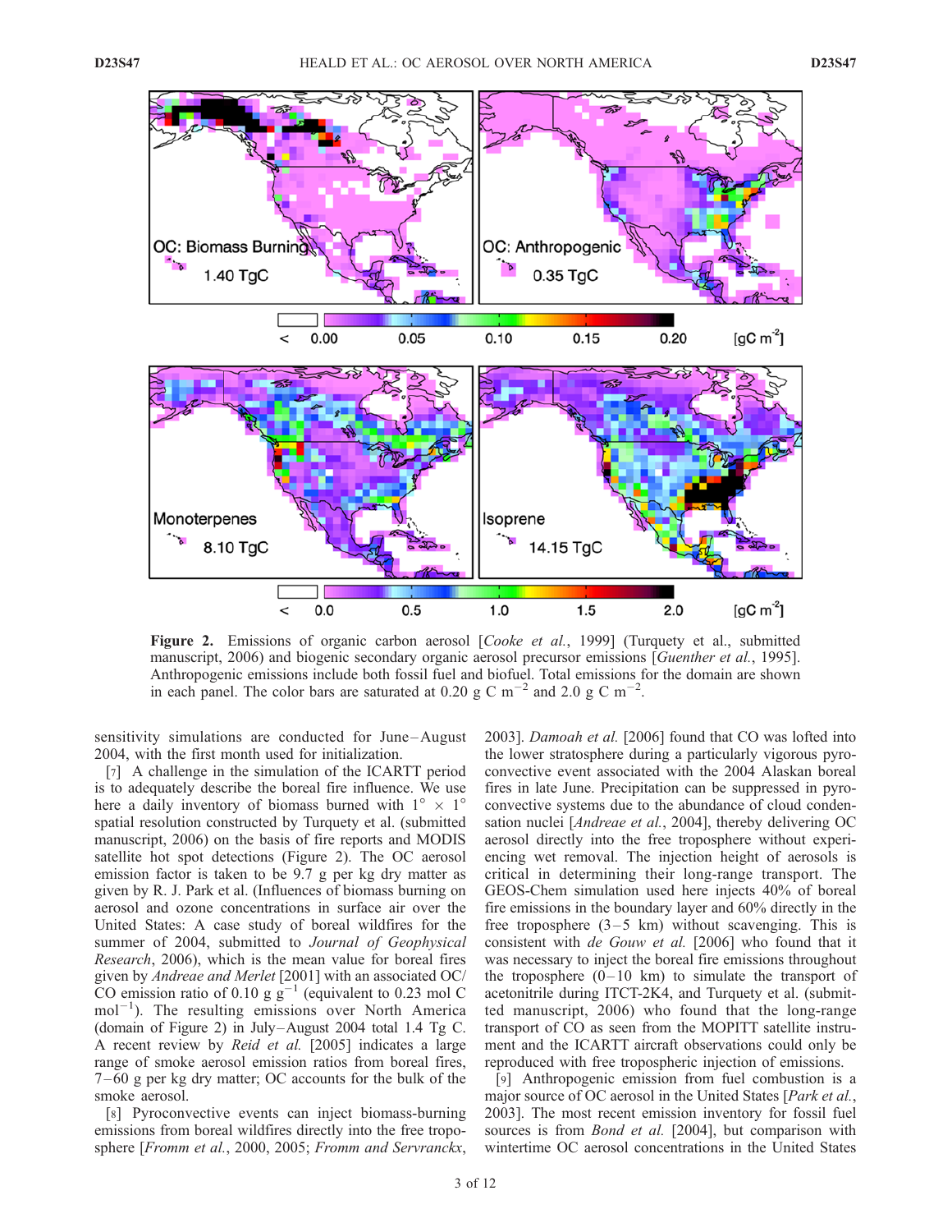**Figure 2.** Emissions of organic carbon aerosol [*Cooke et al.*, 1999] (Turquety et al., submitted manuscript, 2006) and biogenic secondary organic aerosol precursor emissions [*Guenther et al.*, 1995]. Anthropogenic emissions include both fossil fuel and biofuel. Total emissions for the domain are shown in each panel. The color bars are saturated at 0.20 g C $m^{-2}$ and 2.0 g C $m^{-2}$.

sensitivity simulations are conducted for June–August 2004, with the first month used for initialization.

[7] A challenge in the simulation of the ICARTT period is to adequately describe the boreal fire influence. We use here a daily inventory of biomass burned with $1° \times 1°$ spatial resolution constructed by Turquety et al. (submitted manuscript, 2006) on the basis of fire reports and MODIS satellite hot spot detections (Figure 2). The OC aerosol emission factor is taken to be 9.7 g per kg dry matter as given by R. J. Park et al. (Influences of biomass burning on aerosol and ozone concentrations in surface air over the United States: A case study of boreal wildfires for the summer of 2004, submitted to *Journal of Geophysical Research*, 2006), which is the mean value for boreal fires given by *Andreae and Merlet* [2001] with an associated OC/CO emission ratio of 0.10 g $g^{-1}$ (equivalent to 0.23 mol C $mol^{-1}$). The resulting emissions over North America (domain of Figure 2) in July–August 2004 total 1.4 Tg C. A recent review by *Reid et al.* [2005] indicates a large range of smoke aerosol emission ratios from boreal fires, 7–60 g per kg dry matter; OC accounts for the bulk of the smoke aerosol.

[8] Pyroconvective events can inject biomass-burning emissions from boreal wildfires directly into the free troposphere [*Fromm et al.*, 2000, 2005; *Fromm and Servranckx*, 2003]. *Damoah et al.* [2006] found that CO was lofted into the lower stratosphere during a particularly vigorous pyroconvective event associated with the 2004 Alaskan boreal fires in late June. Precipitation can be suppressed in pyroconvective systems due to the abundance of cloud condensation nuclei [*Andreae et al.*, 2004], thereby delivering OC aerosol directly into the free troposphere without experiencing wet removal. The injection height of aerosols is critical in determining their long-range transport. The GEOS-Chem simulation used here injects 40% of boreal fire emissions in the boundary layer and 60% directly in the free troposphere (3–5 km) without scavenging. This is consistent with *de Gouw et al.* [2006] who found that it was necessary to inject the boreal fire emissions throughout the troposphere (0–10 km) to simulate the transport of acetonitrile during ITCT-2K4, and Turquety et al. (submitted manuscript, 2006) who found that the long-range transport of CO as seen from the MOPITT satellite instrument and the ICARTT aircraft observations could only be reproduced with free tropospheric injection of emissions.

[9] Anthropogenic emission from fuel combustion is a major source of OC aerosol in the United States [*Park et al.*, 2003]. The most recent emission inventory for fossil fuel sources is from *Bond et al.* [2004], but comparison with wintertime OC aerosol concentrations in the United States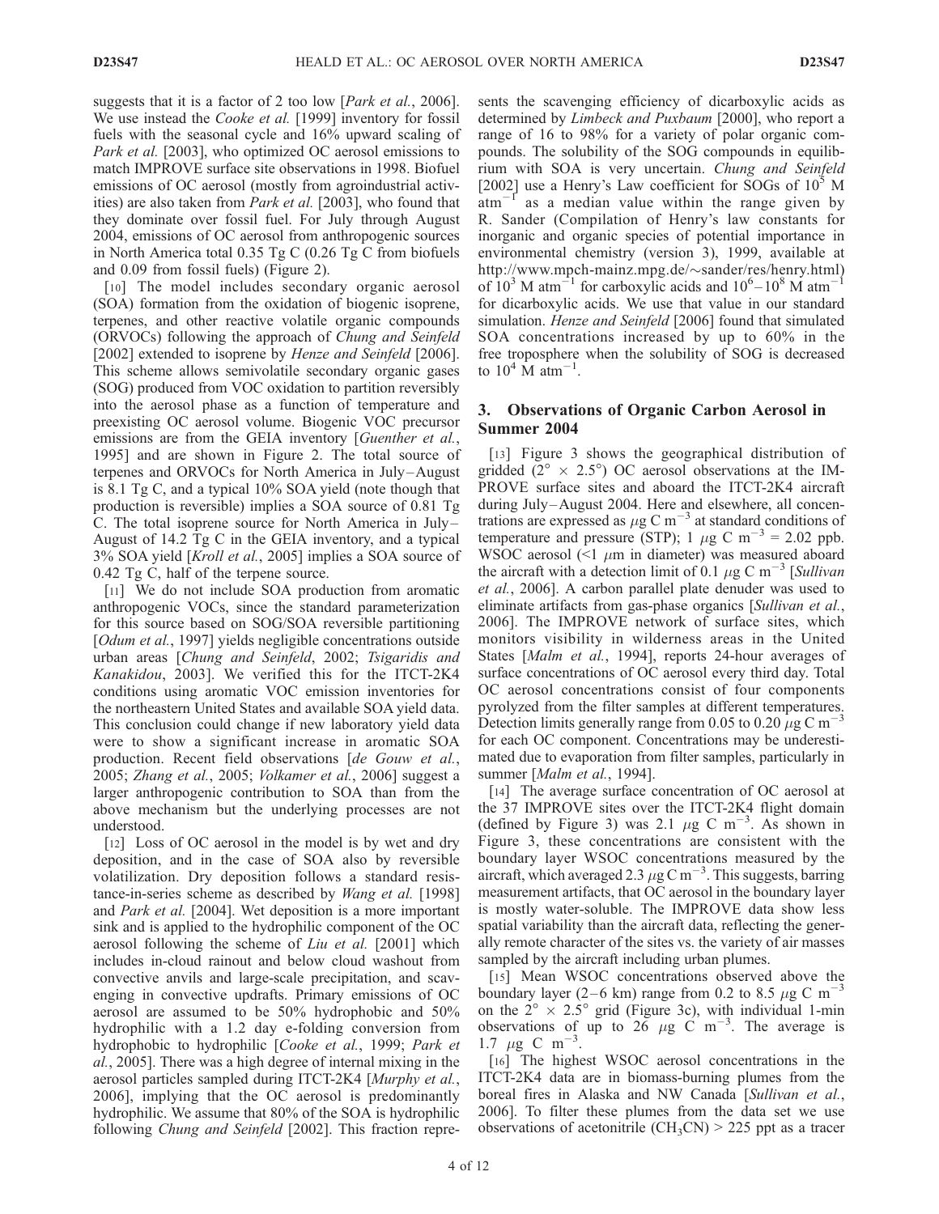suggests that it is a factor of 2 too low [*Park et al.*, 2006]. We use instead the *Cooke et al.* [1999] inventory for fossil fuels with the seasonal cycle and 16% upward scaling of *Park et al.* [2003], who optimized OC aerosol emissions to match IMPROVE surface site observations in 1998. Biofuel emissions of OC aerosol (mostly from agroindustrial activities) are also taken from *Park et al.* [2003], who found that they dominate over fossil fuel. For July through August 2004, emissions of OC aerosol from anthropogenic sources in North America total 0.35 Tg C (0.26 Tg C from biofuels and 0.09 from fossil fuels) (Figure 2).

[10] The model includes secondary organic aerosol (SOA) formation from the oxidation of biogenic isoprene, terpenes, and other reactive volatile organic compounds (ORVOCs) following the approach of *Chung and Seinfeld* [2002] extended to isoprene by *Henze and Seinfeld* [2006]. This scheme allows semivolatile secondary organic gases (SOG) produced from VOC oxidation to partition reversibly into the aerosol phase as a function of temperature and preexisting OC aerosol volume. Biogenic VOC precursor emissions are from the GEIA inventory [*Guenther et al.*, 1995] and are shown in Figure 2. The total source of terpenes and ORVOCs for North America in July–August is 8.1 Tg C, and a typical 10% SOA yield (note though that production is reversible) implies a SOA source of 0.81 Tg C. The total isoprene source for North America in July–August of 14.2 Tg C in the GEIA inventory, and a typical 3% SOA yield [*Kroll et al.*, 2005] implies a SOA source of 0.42 Tg C, half of the terpene source.

[11] We do not include SOA production from aromatic anthropogenic VOCs, since the standard parameterization for this source based on SOG/SOA reversible partitioning [*Odum et al.*, 1997] yields negligible concentrations outside urban areas [*Chung and Seinfeld*, 2002; *Tsigaridis and Kanakidou*, 2003]. We verified this for the ITCT-2K4 conditions using aromatic VOC emission inventories for the northeastern United States and available SOA yield data. This conclusion could change if new laboratory yield data were to show a significant increase in aromatic SOA production. Recent field observations [*de Gouw et al.*, 2005; *Zhang et al.*, 2005; *Volkamer et al.*, 2006] suggest a larger anthropogenic contribution to SOA than from the above mechanism but the underlying processes are not understood.

[12] Loss of OC aerosol in the model is by wet and dry deposition, and in the case of SOA also by reversible volatilization. Dry deposition follows a standard resistance-in-series scheme as described by *Wang et al.* [1998] and *Park et al.* [2004]. Wet deposition is a more important sink and is applied to the hydrophilic component of the OC aerosol following the scheme of *Liu et al.* [2001] which includes in-cloud rainout and below cloud washout from convective anvils and large-scale precipitation, and scavenging in convective updrafts. Primary emissions of OC aerosol are assumed to be 50% hydrophobic and 50% hydrophilic with a 1.2 day e-folding conversion from hydrophobic to hydrophilic [*Cooke et al.*, 1999; *Park et al.*, 2005]. There was a high degree of internal mixing in the aerosol particles sampled during ITCT-2K4 [*Murphy et al.*, 2006], implying that the OC aerosol is predominantly hydrophilic. We assume that 80% of the SOA is hydrophilic following *Chung and Seinfeld* [2002]. This fraction represents the scavenging efficiency of dicarboxylic acids as determined by *Limbeck and Puxbaum* [2000], who report a range of 16 to 98% for a variety of polar organic compounds. The solubility of the SOG compounds in equilibrium with SOA is very uncertain. *Chung and Seinfeld* [2002] use a Henry's Law coefficient for SOGs of $10^5$ M $\text{atm}^{-1}$ as a median value within the range given by R. Sander (Compilation of Henry's law constants for inorganic and organic species of potential importance in environmental chemistry (version 3), 1999, available at http://www.mpch-mainz.mpg.de/~sander/res/henry.html) of $10^3$ M $\text{atm}^{-1}$ for carboxylic acids and $10^6$–$10^8$ M $\text{atm}^{-1}$ for dicarboxylic acids. We use that value in our standard simulation. *Henze and Seinfeld* [2006] found that simulated SOA concentrations increased by up to 60% in the free troposphere when the solubility of SOG is decreased to $10^4$ M $\text{atm}^{-1}$.

## 3. Observations of Organic Carbon Aerosol in Summer 2004

[13] Figure 3 shows the geographical distribution of gridded ($2° \times 2.5°$) OC aerosol observations at the IMPROVE surface sites and aboard the ITCT-2K4 aircraft during July–August 2004. Here and elsewhere, all concentrations are expressed as $\mu$g C $\text{m}^{-3}$ at standard conditions of temperature and pressure (STP); 1 $\mu$g C $\text{m}^{-3}$ = 2.02 ppb. WSOC aerosol (<1 $\mu$m in diameter) was measured aboard the aircraft with a detection limit of 0.1 $\mu$g C $\text{m}^{-3}$ [*Sullivan et al.*, 2006]. A carbon parallel plate denuder was used to eliminate artifacts from gas-phase organics [*Sullivan et al.*, 2006]. The IMPROVE network of surface sites, which monitors visibility in wilderness areas in the United States [*Malm et al.*, 1994], reports 24-hour averages of surface concentrations of OC aerosol every third day. Total OC aerosol concentrations consist of four components pyrolyzed from the filter samples at different temperatures. Detection limits generally range from 0.05 to 0.20 $\mu$g C $\text{m}^{-3}$ for each OC component. Concentrations may be underestimated due to evaporation from filter samples, particularly in summer [*Malm et al.*, 1994].

[14] The average surface concentration of OC aerosol at the 37 IMPROVE sites over the ITCT-2K4 flight domain (defined by Figure 3) was 2.1 $\mu$g C $\text{m}^{-3}$. As shown in Figure 3, these concentrations are consistent with the boundary layer WSOC concentrations measured by the aircraft, which averaged 2.3 $\mu$g C $\text{m}^{-3}$. This suggests, barring measurement artifacts, that OC aerosol in the boundary layer is mostly water-soluble. The IMPROVE data show less spatial variability than the aircraft data, reflecting the generally remote character of the sites vs. the variety of air masses sampled by the aircraft including urban plumes.

[15] Mean WSOC concentrations observed above the boundary layer (2–6 km) range from 0.2 to 8.5 $\mu$g C $\text{m}^{-3}$ on the $2° \times 2.5°$ grid (Figure 3c), with individual 1-min observations of up to 26 $\mu$g C $\text{m}^{-3}$. The average is 1.7 $\mu$g C $\text{m}^{-3}$.

[16] The highest WSOC aerosol concentrations in the ITCT-2K4 data are in biomass-burning plumes from the boreal fires in Alaska and NW Canada [*Sullivan et al.*, 2006]. To filter these plumes from the data set we use observations of acetonitrile ($CH_3CN$) > 225 ppt as a tracer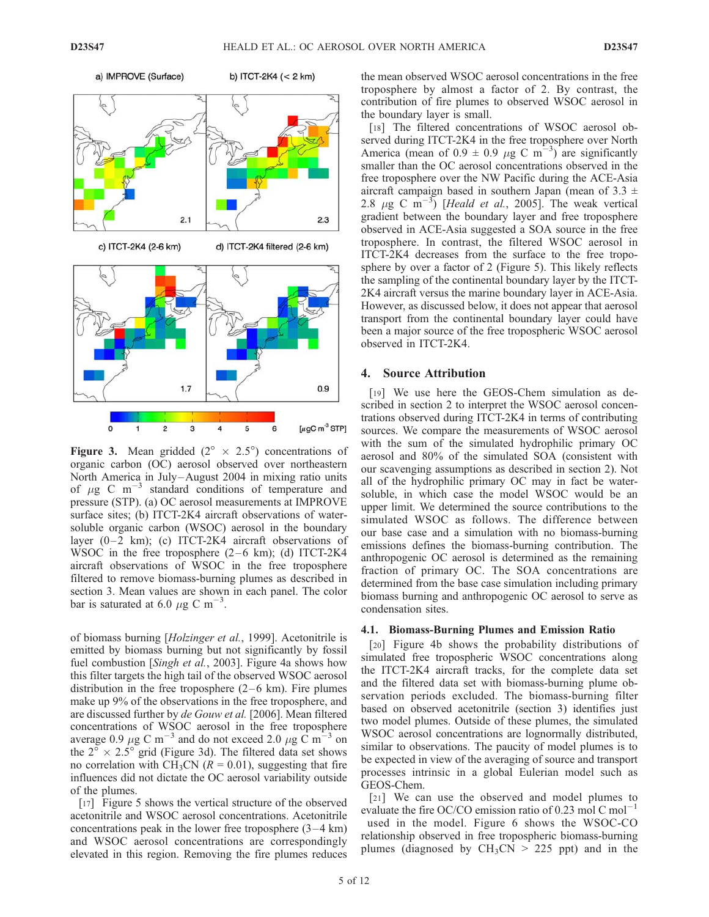**Figure 3.** Mean gridded ($2^\circ \times 2.5^\circ$) concentrations of organic carbon (OC) aerosol observed over northeastern North America in July–August 2004 in mixing ratio units of $\mu$g C m$^{-3}$ standard conditions of temperature and pressure (STP). (a) OC aerosol measurements at IMPROVE surface sites; (b) ITCT-2K4 aircraft observations of water-soluble organic carbon (WSOC) aerosol in the boundary layer (0–2 km); (c) ITCT-2K4 aircraft observations of WSOC in the free troposphere (2–6 km); (d) ITCT-2K4 aircraft observations of WSOC in the free troposphere filtered to remove biomass-burning plumes as described in section 3. Mean values are shown in each panel. The color bar is saturated at 6.0 $\mu$g C m$^{-3}$.

of biomass burning [*Holzinger et al.*, 1999]. Acetonitrile is emitted by biomass burning but not significantly by fossil fuel combustion [*Singh et al.*, 2003]. Figure 4a shows how this filter targets the high tail of the observed WSOC aerosol distribution in the free troposphere (2–6 km). Fire plumes make up 9% of the observations in the free troposphere, and are discussed further by *de Gouw et al.* [2006]. Mean filtered concentrations of WSOC aerosol in the free troposphere average 0.9 $\mu$g C m$^{-3}$ and do not exceed 2.0 $\mu$g C m$^{-3}$ on the $2^\circ \times 2.5^\circ$ grid (Figure 3d). The filtered data set shows no correlation with $CH_3CN$ ($R = 0.01$), suggesting that fire influences did not dictate the OC aerosol variability outside of the plumes.

[17] Figure 5 shows the vertical structure of the observed acetonitrile and WSOC aerosol concentrations. Acetonitrile concentrations peak in the lower free troposphere (3–4 km) and WSOC aerosol concentrations are correspondingly elevated in this region. Removing the fire plumes reduces the mean observed WSOC aerosol concentrations in the free troposphere by almost a factor of 2. By contrast, the contribution of fire plumes to observed WSOC aerosol in the boundary layer is small.

[18] The filtered concentrations of WSOC aerosol observed during ITCT-2K4 in the free troposphere over North America (mean of $0.9 \pm 0.9$ $\mu$g C m$^{-3}$) are significantly smaller than the OC aerosol concentrations observed in the free troposphere over the NW Pacific during the ACE-Asia aircraft campaign based in southern Japan (mean of $3.3 \pm 2.8$ $\mu$g C m$^{-3}$) [*Heald et al.*, 2005]. The weak vertical gradient between the boundary layer and free troposphere observed in ACE-Asia suggested a SOA source in the free troposphere. In contrast, the filtered WSOC aerosol in ITCT-2K4 decreases from the surface to the free troposphere by over a factor of 2 (Figure 5). This likely reflects the sampling of the continental boundary layer by the ITCT-2K4 aircraft versus the marine boundary layer in ACE-Asia. However, as discussed below, it does not appear that aerosol transport from the continental boundary layer could have been a major source of the free tropospheric WSOC aerosol observed in ITCT-2K4.

## 4. Source Attribution

[19] We use here the GEOS-Chem simulation as described in section 2 to interpret the WSOC aerosol concentrations observed during ITCT-2K4 in terms of contributing sources. We compare the measurements of WSOC aerosol with the sum of the simulated hydrophilic primary OC aerosol and 80% of the simulated SOA (consistent with our scavenging assumptions as described in section 2). Not all of the hydrophilic primary OC may in fact be water-soluble, in which case the model WSOC would be an upper limit. We determined the source contributions to the simulated WSOC as follows. The difference between our base case and a simulation with no biomass-burning emissions defines the biomass-burning contribution. The anthropogenic OC aerosol is determined as the remaining fraction of primary OC. The SOA concentrations are determined from the base case simulation including primary biomass burning and anthropogenic OC aerosol to serve as condensation sites.

### 4.1. Biomass-Burning Plumes and Emission Ratio

[20] Figure 4b shows the probability distributions of simulated free tropospheric WSOC concentrations along the ITCT-2K4 aircraft tracks, for the complete data set and the filtered data set with biomass-burning plume observation periods excluded. The biomass-burning filter based on observed acetonitrile (section 3) identifies just two model plumes. Outside of these plumes, the simulated WSOC aerosol concentrations are lognormally distributed, similar to observations. The paucity of model plumes is to be expected in view of the averaging of source and transport processes intrinsic in a global Eulerian model such as GEOS-Chem.

[21] We can use the observed and model plumes to evaluate the fire OC/CO emission ratio of 0.23 mol C mol$^{-1}$ used in the model. Figure 6 shows the WSOC-CO relationship observed in free tropospheric biomass-burning plumes (diagnosed by $CH_3CN > 225$ ppt) and in the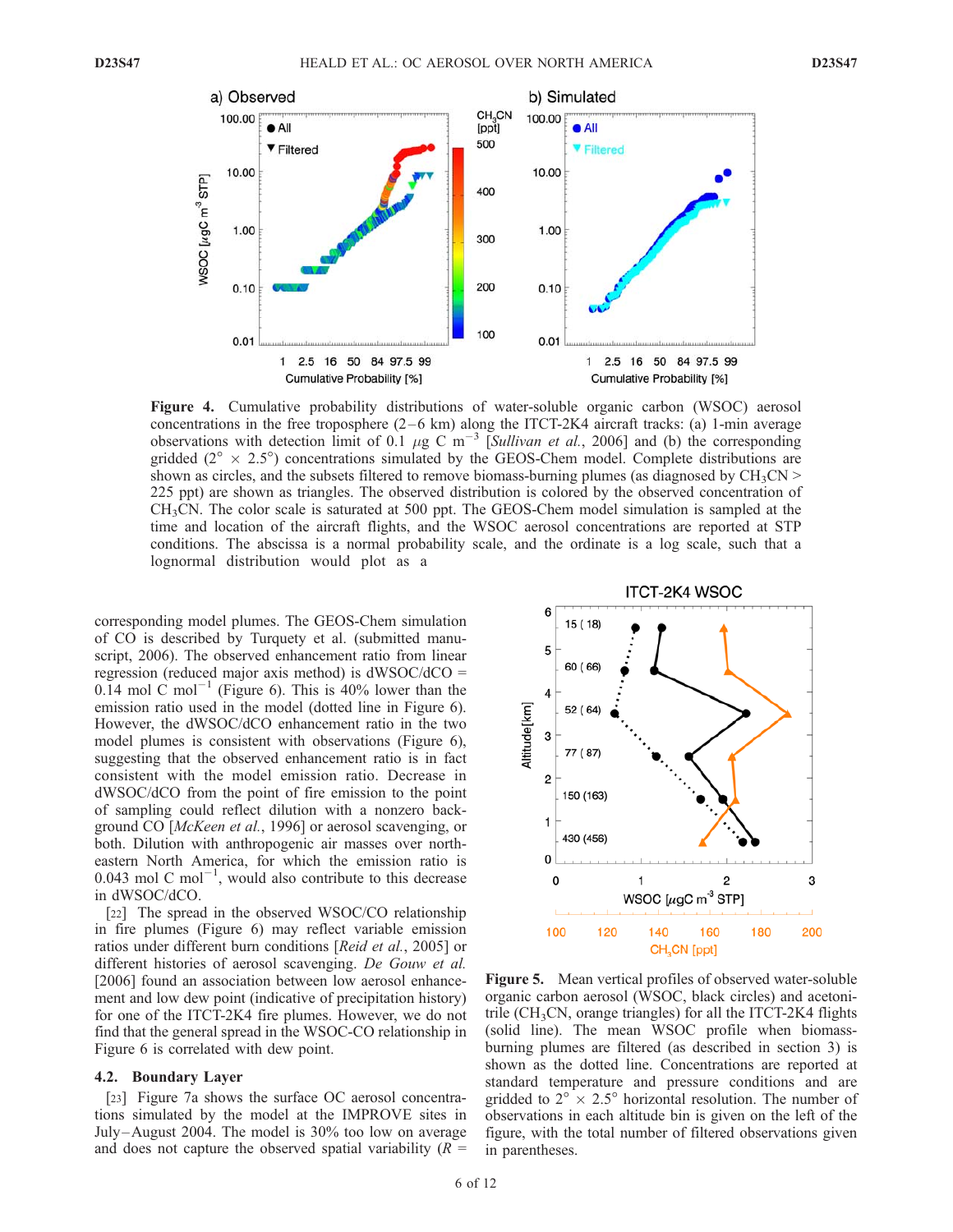**Figure 4.** Cumulative probability distributions of water-soluble organic carbon (WSOC) aerosol concentrations in the free troposphere (2–6 km) along the ITCT-2K4 aircraft tracks: (a) 1-min average observations with detection limit of 0.1 $\mu$g C m$^{-3}$ [*Sullivan et al.*, 2006] and (b) the corresponding gridded (2° × 2.5°) concentrations simulated by the GEOS-Chem model. Complete distributions are shown as circles, and the subsets filtered to remove biomass-burning plumes (as diagnosed by $CH_3CN$ > 225 ppt) are shown as triangles. The observed distribution is colored by the observed concentration of $CH_3CN$. The color scale is saturated at 500 ppt. The GEOS-Chem model simulation is sampled at the time and location of the aircraft flights, and the WSOC aerosol concentrations are reported at STP conditions. The abscissa is a normal probability scale, and the ordinate is a log scale, such that a lognormal distribution would plot as a

corresponding model plumes. The GEOS-Chem simulation of CO is described by Turquety et al. (submitted manuscript, 2006). The observed enhancement ratio from linear regression (reduced major axis method) is dWSOC/dCO = 0.14 mol C mol$^{-1}$ (Figure 6). This is 40% lower than the emission ratio used in the model (dotted line in Figure 6). However, the dWSOC/dCO enhancement ratio in the two model plumes is consistent with observations (Figure 6), suggesting that the observed enhancement ratio is in fact consistent with the model emission ratio. Decrease in dWSOC/dCO from the point of fire emission to the point of sampling could reflect dilution with a nonzero background CO [*McKeen et al.*, 1996] or aerosol scavenging, or both. Dilution with anthropogenic air masses over northeastern North America, for which the emission ratio is 0.043 mol C mol$^{-1}$, would also contribute to this decrease in dWSOC/dCO.

[22] The spread in the observed WSOC/CO relationship in fire plumes (Figure 6) may reflect variable emission ratios under different burn conditions [*Reid et al.*, 2005] or different histories of aerosol scavenging. *De Gouw et al.* [2006] found an association between low aerosol enhancement and low dew point (indicative of precipitation history) for one of the ITCT-2K4 fire plumes. However, we do not find that the general spread in the WSOC-CO relationship in Figure 6 is correlated with dew point.

### 4.2. Boundary Layer

[23] Figure 7a shows the surface OC aerosol concentrations simulated by the model at the IMPROVE sites in July–August 2004. The model is 30% too low on average and does not capture the observed spatial variability ($R$ =

**Figure 5.** Mean vertical profiles of observed water-soluble organic carbon aerosol (WSOC, black circles) and acetonitrile ($CH_3CN$, orange triangles) for all the ITCT-2K4 flights (solid line). The mean WSOC profile when biomass-burning plumes are filtered (as described in section 3) is shown as the dotted line. Concentrations are reported at standard temperature and pressure conditions and are gridded to 2° × 2.5° horizontal resolution. The number of observations in each altitude bin is given on the left of the figure, with the total number of filtered observations given in parentheses.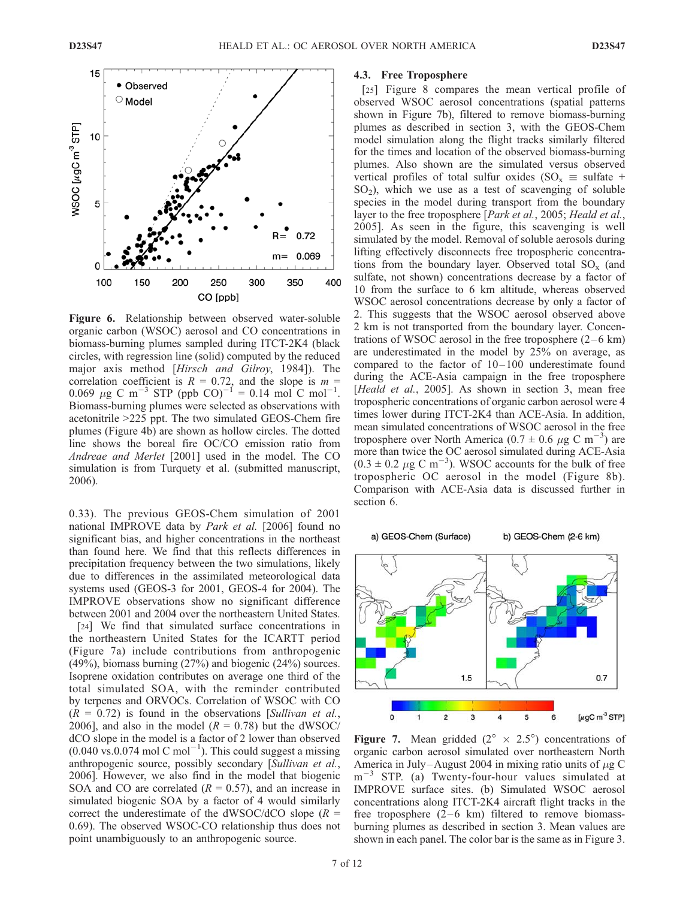Figure 6. Relationship between observed water-soluble organic carbon (WSOC) aerosol and CO concentrations in biomass-burning plumes sampled during ITCT-2K4 (black circles, with regression line (solid) computed by the reduced major axis method [*Hirsch and Gilroy*, 1984]). The correlation coefficient is $R = 0.72$, and the slope is $m = 0.069$ $\mu$g C m$^{-3}$ STP (ppb CO)$^{-1}$ = 0.14 mol C mol$^{-1}$. Biomass-burning plumes were selected as observations with acetonitrile >225 ppt. The two simulated GEOS-Chem fire plumes (Figure 4b) are shown as hollow circles. The dotted line shows the boreal fire OC/CO emission ratio from *Andreae and Merlet* [2001] used in the model. The CO simulation is from Turquety et al. (submitted manuscript, 2006).

0.33). The previous GEOS-Chem simulation of 2001 national IMPROVE data by *Park et al.* [2006] found no significant bias, and higher concentrations in the northeast than found here. We find that this reflects differences in precipitation frequency between the two simulations, likely due to differences in the assimilated meteorological data systems used (GEOS-3 for 2001, GEOS-4 for 2004). The IMPROVE observations show no significant difference between 2001 and 2004 over the northeastern United States.

[24] We find that simulated surface concentrations in the northeastern United States for the ICARTT period (Figure 7a) include contributions from anthropogenic (49%), biomass burning (27%) and biogenic (24%) sources. Isoprene oxidation contributes on average one third of the total simulated SOA, with the reminder contributed by terpenes and ORVOCs. Correlation of WSOC with CO ($R = 0.72$) is found in the observations [*Sullivan et al.*, 2006], and also in the model ($R = 0.78$) but the dWSOC/dCO slope in the model is a factor of 2 lower than observed (0.040 vs.0.074 mol C mol$^{-1}$). This could suggest a missing anthropogenic source, possibly secondary [*Sullivan et al.*, 2006]. However, we also find in the model that biogenic SOA and CO are correlated ($R = 0.57$), and an increase in simulated biogenic SOA by a factor of 4 would similarly correct the underestimate of the dWSOC/dCO slope ($R = 0.69$). The observed WSOC-CO relationship thus does not point unambiguously to an anthropogenic source.

### 4.3. Free Troposphere

[25] Figure 8 compares the mean vertical profile of observed WSOC aerosol concentrations (spatial patterns shown in Figure 7b), filtered to remove biomass-burning plumes as described in section 3, with the GEOS-Chem model simulation along the flight tracks similarly filtered for the times and location of the observed biomass-burning plumes. Also shown are the simulated versus observed vertical profiles of total sulfur oxides ($SO_x \equiv$ sulfate + $SO_2$), which we use as a test of scavenging of soluble species in the model during transport from the boundary layer to the free troposphere [*Park et al.*, 2005; *Heald et al.*, 2005]. As seen in the figure, this scavenging is well simulated by the model. Removal of soluble aerosols during lifting effectively disconnects free tropospheric concentrations from the boundary layer. Observed total $SO_x$ (and sulfate, not shown) concentrations decrease by a factor of 10 from the surface to 6 km altitude, whereas observed WSOC aerosol concentrations decrease by only a factor of 2. This suggests that the WSOC aerosol observed above 2 km is not transported from the boundary layer. Concentrations of WSOC aerosol in the free troposphere (2–6 km) are underestimated in the model by 25% on average, as compared to the factor of 10–100 underestimate found during the ACE-Asia campaign in the free troposphere [*Heald et al.*, 2005]. As shown in section 3, mean free tropospheric concentrations of organic carbon aerosol were 4 times lower during ITCT-2K4 than ACE-Asia. In addition, mean simulated concentrations of WSOC aerosol in the free troposphere over North America (0.7 ± 0.6 $\mu$g C m$^{-3}$) are more than twice the OC aerosol simulated during ACE-Asia (0.3 ± 0.2 $\mu$g C m$^{-3}$). WSOC accounts for the bulk of free tropospheric OC aerosol in the model (Figure 8b). Comparison with ACE-Asia data is discussed further in section 6.

Figure 7. Mean gridded (2° × 2.5°) concentrations of organic carbon aerosol simulated over northeastern North America in July–August 2004 in mixing ratio units of $\mu$g C m$^{-3}$ STP. (a) Twenty-four-hour values simulated at IMPROVE surface sites. (b) Simulated WSOC aerosol concentrations along ITCT-2K4 aircraft flight tracks in the free troposphere (2–6 km) filtered to remove biomass-burning plumes as described in section 3. Mean values are shown in each panel. The color bar is the same as in Figure 3.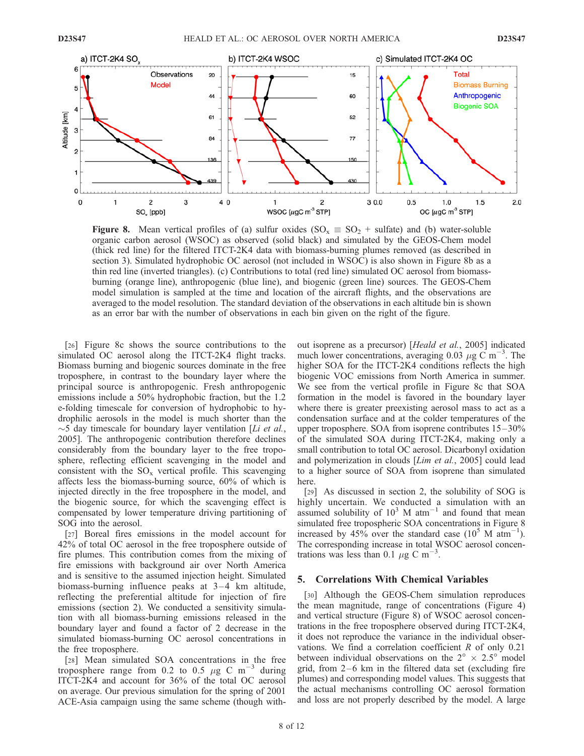**Figure 8.** Mean vertical profiles of (a) sulfur oxides ($SO_x \equiv SO_2$ + sulfate) and (b) water-soluble organic carbon aerosol (WSOC) as observed (solid black) and simulated by the GEOS-Chem model (thick red line) for the filtered ITCT-2K4 data with biomass-burning plumes removed (as described in section 3). Simulated hydrophobic OC aerosol (not included in WSOC) is also shown in Figure 8b as a thin red line (inverted triangles). (c) Contributions to total (red line) simulated OC aerosol from biomass-burning (orange line), anthropogenic (blue line), and biogenic (green line) sources. The GEOS-Chem model simulation is sampled at the time and location of the aircraft flights, and the observations are averaged to the model resolution. The standard deviation of the observations in each altitude bin is shown as an error bar with the number of observations in each bin given on the right of the figure.

[26] Figure 8c shows the source contributions to the simulated OC aerosol along the ITCT-2K4 flight tracks. Biomass burning and biogenic sources dominate in the free troposphere, in contrast to the boundary layer where the principal source is anthropogenic. Fresh anthropogenic emissions include a 50% hydrophobic fraction, but the 1.2 e-folding timescale for conversion of hydrophobic to hydrophilic aerosols in the model is much shorter than the ~5 day timescale for boundary layer ventilation [*Li et al.*, 2005]. The anthropogenic contribution therefore declines considerably from the boundary layer to the free troposphere, reflecting efficient scavenging in the model and consistent with the $SO_x$ vertical profile. This scavenging affects less the biomass-burning source, 60% of which is injected directly in the free troposphere in the model, and the biogenic source, for which the scavenging effect is compensated by lower temperature driving partitioning of SOG into the aerosol.

[27] Boreal fires emissions in the model account for 42% of total OC aerosol in the free troposphere outside of fire plumes. This contribution comes from the mixing of fire emissions with background air over North America and is sensitive to the assumed injection height. Simulated biomass-burning influence peaks at 3–4 km altitude, reflecting the preferential altitude for injection of fire emissions (section 2). We conducted a sensitivity simulation with all biomass-burning emissions released in the boundary layer and found a factor of 2 decrease in the simulated biomass-burning OC aerosol concentrations in the free troposphere.

[28] Mean simulated SOA concentrations in the free troposphere range from 0.2 to 0.5 $\mu$g C m$^{-3}$ during ITCT-2K4 and account for 36% of the total OC aerosol on average. Our previous simulation for the spring of 2001 ACE-Asia campaign using the same scheme (though without isoprene as a precursor) [*Heald et al.*, 2005] indicated much lower concentrations, averaging 0.03 $\mu$g C m$^{-3}$. The higher SOA for the ITCT-2K4 conditions reflects the high biogenic VOC emissions from North America in summer. We see from the vertical profile in Figure 8c that SOA formation in the model is favored in the boundary layer where there is greater preexisting aerosol mass to act as a condensation surface and at the colder temperatures of the upper troposphere. SOA from isoprene contributes 15–30% of the simulated SOA during ITCT-2K4, making only a small contribution to total OC aerosol. Dicarbonyl oxidation and polymerization in clouds [*Lim et al.*, 2005] could lead to a higher source of SOA from isoprene than simulated here.

[29] As discussed in section 2, the solubility of SOG is highly uncertain. We conducted a simulation with an assumed solubility of $10^3$ M atm$^{-1}$ and found that mean simulated free tropospheric SOA concentrations in Figure 8 increased by 45% over the standard case ($10^5$ M atm$^{-1}$). The corresponding increase in total WSOC aerosol concentrations was less than 0.1 $\mu$g C m$^{-3}$.

## 5. Correlations With Chemical Variables

[30] Although the GEOS-Chem simulation reproduces the mean magnitude, range of concentrations (Figure 4) and vertical structure (Figure 8) of WSOC aerosol concentrations in the free troposphere observed during ITCT-2K4, it does not reproduce the variance in the individual observations. We find a correlation coefficient $R$ of only 0.21 between individual observations on the $2° \times 2.5°$ model grid, from 2–6 km in the filtered data set (excluding fire plumes) and corresponding model values. This suggests that the actual mechanisms controlling OC aerosol formation and loss are not properly described by the model. A large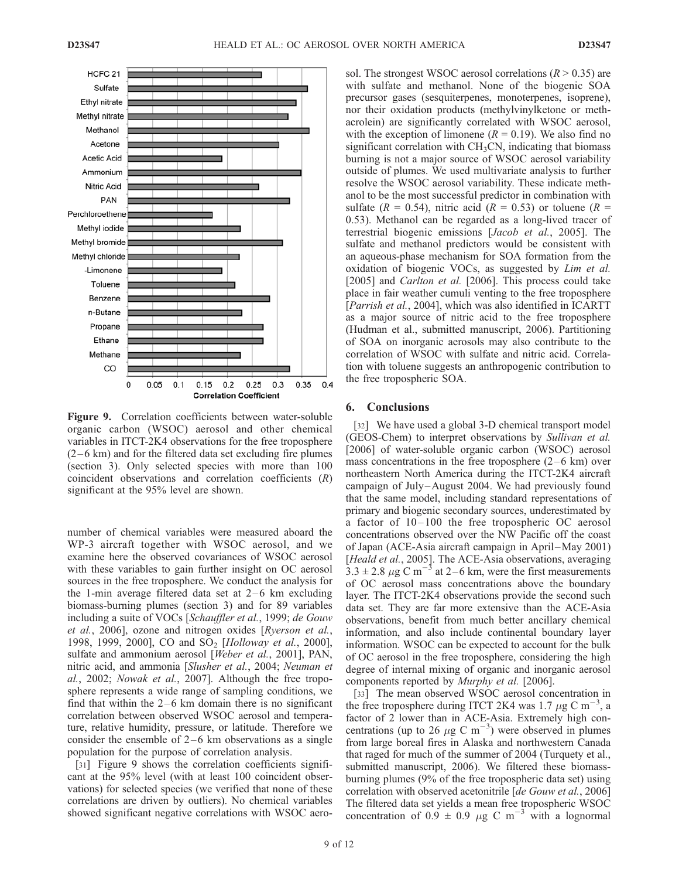**Figure 9.** Correlation coefficients between water-soluble organic carbon (WSOC) aerosol and other chemical variables in ITCT-2K4 observations for the free troposphere (2–6 km) and for the filtered data set excluding fire plumes (section 3). Only selected species with more than 100 coincident observations and correlation coefficients ($R$) significant at the 95% level are shown.

number of chemical variables were measured aboard the WP-3 aircraft together with WSOC aerosol, and we examine here the observed covariances of WSOC aerosol with these variables to gain further insight on OC aerosol sources in the free troposphere. We conduct the analysis for the 1-min average filtered data set at 2–6 km excluding biomass-burning plumes (section 3) and for 89 variables including a suite of VOCs [*Schauffler et al.*, 1999; *de Gouw et al.*, 2006], ozone and nitrogen oxides [*Ryerson et al.*, 1998, 1999, 2000], CO and $SO_2$ [*Holloway et al.*, 2000], sulfate and ammonium aerosol [*Weber et al.*, 2001], PAN, nitric acid, and ammonia [*Slusher et al.*, 2004; *Neuman et al.*, 2002; *Nowak et al.*, 2007]. Although the free troposphere represents a wide range of sampling conditions, we find that within the 2–6 km domain there is no significant correlation between observed WSOC aerosol and temperature, relative humidity, pressure, or latitude. Therefore we consider the ensemble of 2–6 km observations as a single population for the purpose of correlation analysis.

[31] Figure 9 shows the correlation coefficients significant at the 95% level (with at least 100 coincident observations) for selected species (we verified that none of these correlations are driven by outliers). No chemical variables showed significant negative correlations with WSOC aerosol. The strongest WSOC aerosol correlations ($R > 0.35$) are with sulfate and methanol. None of the biogenic SOA precursor gases (sesquiterpenes, monoterpenes, isoprene), nor their oxidation products (methylvinylketone or methacrolein) are significantly correlated with WSOC aerosol, with the exception of limonene ($R = 0.19$). We also find no significant correlation with $CH_3CN$, indicating that biomass burning is not a major source of WSOC aerosol variability outside of plumes. We used multivariate analysis to further resolve the WSOC aerosol variability. These indicate methanol to be the most successful predictor in combination with sulfate ($R = 0.54$), nitric acid ($R = 0.53$) or toluene ($R = 0.53$). Methanol can be regarded as a long-lived tracer of terrestrial biogenic emissions [*Jacob et al.*, 2005]. The sulfate and methanol predictors would be consistent with an aqueous-phase mechanism for SOA formation from the oxidation of biogenic VOCs, as suggested by *Lim et al.* [2005] and *Carlton et al.* [2006]. This process could take place in fair weather cumuli venting to the free troposphere [*Parrish et al.*, 2004], which was also identified in ICARTT as a major source of nitric acid to the free troposphere (Hudman et al., submitted manuscript, 2006). Partitioning of SOA on inorganic aerosols may also contribute to the correlation of WSOC with sulfate and nitric acid. Correlation with toluene suggests an anthropogenic contribution to the free tropospheric SOA.

## 6. Conclusions

[32] We have used a global 3-D chemical transport model (GEOS-Chem) to interpret observations by *Sullivan et al.* [2006] of water-soluble organic carbon (WSOC) aerosol mass concentrations in the free troposphere (2–6 km) over northeastern North America during the ITCT-2K4 aircraft campaign of July–August 2004. We had previously found that the same model, including standard representations of primary and biogenic secondary sources, underestimated by a factor of 10–100 the free tropospheric OC aerosol concentrations observed over the NW Pacific off the coast of Japan (ACE-Asia aircraft campaign in April–May 2001) [*Heald et al.*, 2005]. The ACE-Asia observations, averaging $3.3 \pm 2.8$ $\mu$g C m$^{-3}$ at 2–6 km, were the first measurements of OC aerosol mass concentrations above the boundary layer. The ITCT-2K4 observations provide the second such data set. They are far more extensive than the ACE-Asia observations, benefit from much better ancillary chemical information, and also include continental boundary layer information. WSOC can be expected to account for the bulk of OC aerosol in the free troposphere, considering the high degree of internal mixing of organic and inorganic aerosol components reported by *Murphy et al.* [2006].

[33] The mean observed WSOC aerosol concentration in the free troposphere during ITCT 2K4 was 1.7 $\mu$g C m$^{-3}$, a factor of 2 lower than in ACE-Asia. Extremely high concentrations (up to 26 $\mu$g C m$^{-3}$) were observed in plumes from large boreal fires in Alaska and northwestern Canada that raged for much of the summer of 2004 (Turquety et al., submitted manuscript, 2006). We filtered these biomass-burning plumes (9% of the free tropospheric data set) using correlation with observed acetonitrile [*de Gouw et al.*, 2006] The filtered data set yields a mean free tropospheric WSOC concentration of $0.9 \pm 0.9$ $\mu$g C m$^{-3}$ with a lognormal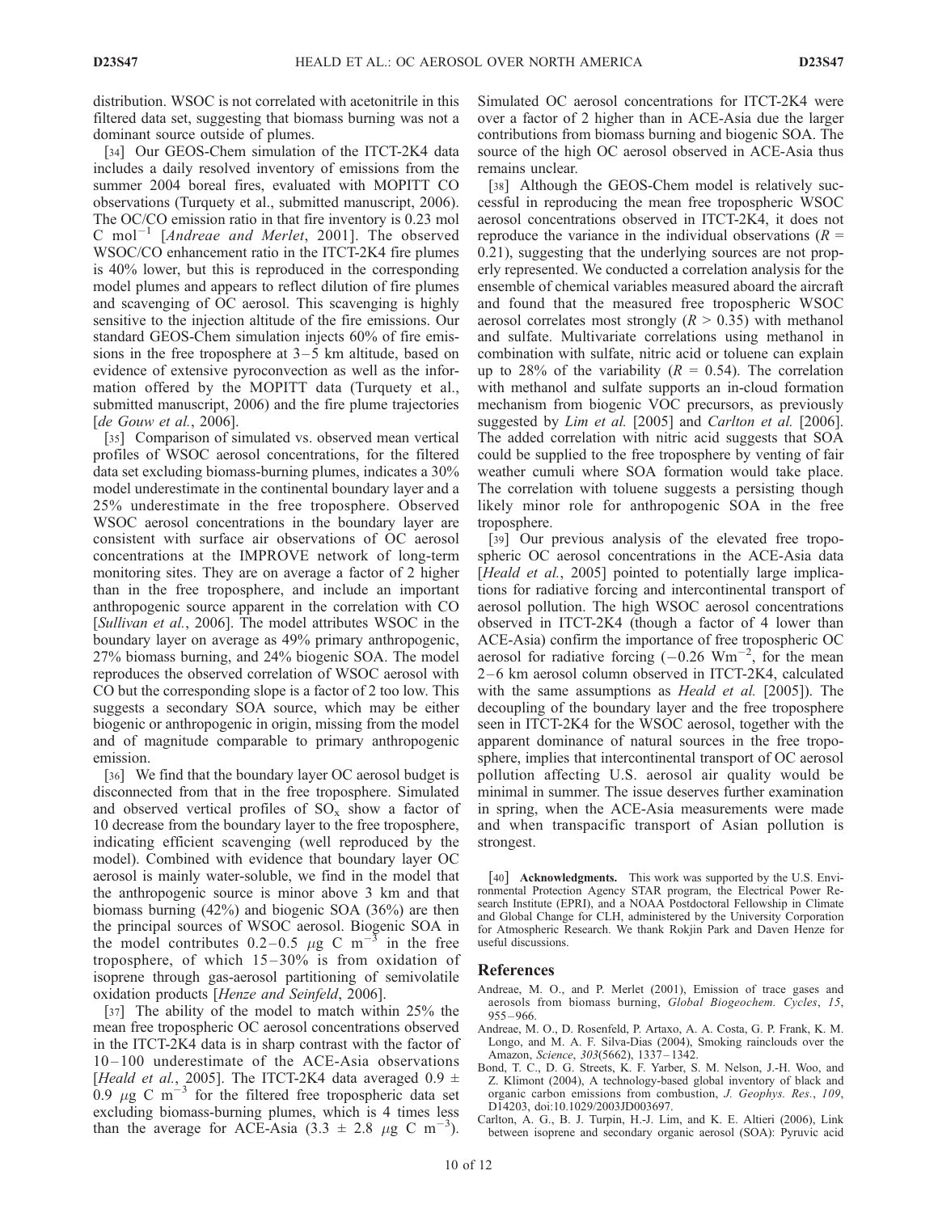distribution. WSOC is not correlated with acetonitrile in this filtered data set, suggesting that biomass burning was not a dominant source outside of plumes.

[34] Our GEOS-Chem simulation of the ITCT-2K4 data includes a daily resolved inventory of emissions from the summer 2004 boreal fires, evaluated with MOPITT CO observations (Turquety et al., submitted manuscript, 2006). The OC/CO emission ratio in that fire inventory is 0.23 mol C mol$^{-1}$ [*Andreae and Merlet*, 2001]. The observed WSOC/CO enhancement ratio in the ITCT-2K4 fire plumes is 40% lower, but this is reproduced in the corresponding model plumes and appears to reflect dilution of fire plumes and scavenging of OC aerosol. This scavenging is highly sensitive to the injection altitude of the fire emissions. Our standard GEOS-Chem simulation injects 60% of fire emissions in the free troposphere at 3–5 km altitude, based on evidence of extensive pyroconvection as well as the information offered by the MOPITT data (Turquety et al., submitted manuscript, 2006) and the fire plume trajectories [*de Gouw et al.*, 2006].

[35] Comparison of simulated vs. observed mean vertical profiles of WSOC aerosol concentrations, for the filtered data set excluding biomass-burning plumes, indicates a 30% model underestimate in the continental boundary layer and a 25% underestimate in the free troposphere. Observed WSOC aerosol concentrations in the boundary layer are consistent with surface air observations of OC aerosol concentrations at the IMPROVE network of long-term monitoring sites. They are on average a factor of 2 higher than in the free troposphere, and include an important anthropogenic source apparent in the correlation with CO [*Sullivan et al.*, 2006]. The model attributes WSOC in the boundary layer on average as 49% primary anthropogenic, 27% biomass burning, and 24% biogenic SOA. The model reproduces the observed correlation of WSOC aerosol with CO but the corresponding slope is a factor of 2 too low. This suggests a secondary SOA source, which may be either biogenic or anthropogenic in origin, missing from the model and of magnitude comparable to primary anthropogenic emission.

[36] We find that the boundary layer OC aerosol budget is disconnected from that in the free troposphere. Simulated and observed vertical profiles of $SO_x$ show a factor of 10 decrease from the boundary layer to the free troposphere, indicating efficient scavenging (well reproduced by the model). Combined with evidence that boundary layer OC aerosol is mainly water-soluble, we find in the model that the anthropogenic source is minor above 3 km and that biomass burning (42%) and biogenic SOA (36%) are then the principal sources of WSOC aerosol. Biogenic SOA in the model contributes 0.2–0.5 $\mu$g C m$^{-3}$ in the free troposphere, of which 15–30% is from oxidation of isoprene through gas-aerosol partitioning of semivolatile oxidation products [*Henze and Seinfeld*, 2006].

[37] The ability of the model to match within 25% the mean free tropospheric OC aerosol concentrations observed in the ITCT-2K4 data is in sharp contrast with the factor of 10–100 underestimate of the ACE-Asia observations [*Heald et al.*, 2005]. The ITCT-2K4 data averaged 0.9 $\pm$ 0.9 $\mu$g C m$^{-3}$ for the filtered free tropospheric data set excluding biomass-burning plumes, which is 4 times less than the average for ACE-Asia (3.3 $\pm$ 2.8 $\mu$g C m$^{-3}$). Simulated OC aerosol concentrations for ITCT-2K4 were over a factor of 2 higher than in ACE-Asia due the larger contributions from biomass burning and biogenic SOA. The source of the high OC aerosol observed in ACE-Asia thus remains unclear.

[38] Although the GEOS-Chem model is relatively successful in reproducing the mean free tropospheric WSOC aerosol concentrations observed in ITCT-2K4, it does not reproduce the variance in the individual observations ($R$ = 0.21), suggesting that the underlying sources are not properly represented. We conducted a correlation analysis for the ensemble of chemical variables measured aboard the aircraft and found that the measured free tropospheric WSOC aerosol correlates most strongly ($R$ > 0.35) with methanol and sulfate. Multivariate correlations using methanol in combination with sulfate, nitric acid or toluene can explain up to 28% of the variability ($R$ = 0.54). The correlation with methanol and sulfate supports an in-cloud formation mechanism from biogenic VOC precursors, as previously suggested by *Lim et al.* [2005] and *Carlton et al.* [2006]. The added correlation with nitric acid suggests that SOA could be supplied to the free troposphere by venting of fair weather cumuli where SOA formation would take place. The correlation with toluene suggests a persisting though likely minor role for anthropogenic SOA in the free troposphere.

[39] Our previous analysis of the elevated free tropospheric OC aerosol concentrations in the ACE-Asia data [*Heald et al.*, 2005] pointed to potentially large implications for radiative forcing and intercontinental transport of aerosol pollution. The high WSOC aerosol concentrations observed in ITCT-2K4 (though a factor of 4 lower than ACE-Asia) confirm the importance of free tropospheric OC aerosol for radiative forcing ($-0.26$ W m$^{-2}$, for the mean 2–6 km aerosol column observed in ITCT-2K4, calculated with the same assumptions as *Heald et al.* [2005]). The decoupling of the boundary layer and the free troposphere seen in ITCT-2K4 for the WSOC aerosol, together with the apparent dominance of natural sources in the free troposphere, implies that intercontinental transport of OC aerosol pollution affecting U.S. aerosol air quality would be minimal in summer. The issue deserves further examination in spring, when the ACE-Asia measurements were made and when transpacific transport of Asian pollution is strongest.

[40] **Acknowledgments.** This work was supported by the U.S. Environmental Protection Agency STAR program, the Electrical Power Research Institute (EPRI), and a NOAA Postdoctoral Fellowship in Climate and Global Change for CLH, administered by the University Corporation for Atmospheric Research. We thank Rokjin Park and Daven Henze for useful discussions.

## References

Andreae, M. O., and P. Merlet (2001), Emission of trace gases and aerosols from biomass burning, *Global Biogeochem. Cycles*, *15*, 955–966.

Andreae, M. O., D. Rosenfeld, P. Artaxo, A. A. Costa, G. P. Frank, K. M. Longo, and M. A. F. Silva-Dias (2004), Smoking rainclouds over the Amazon, *Science*, *303*(5662), 1337–1342.

Bond, T. C., D. G. Streets, K. F. Yarber, S. M. Nelson, J.-H. Woo, and Z. Klimont (2004), A technology-based global inventory of black and organic carbon emissions from combustion, *J. Geophys. Res.*, *109*, D14203, doi:10.1029/2003JD003697.

Carlton, A. G., B. J. Turpin, H.-J. Lim, and K. E. Altieri (2006), Link between isoprene and secondary organic aerosol (SOA): Pyruvic acid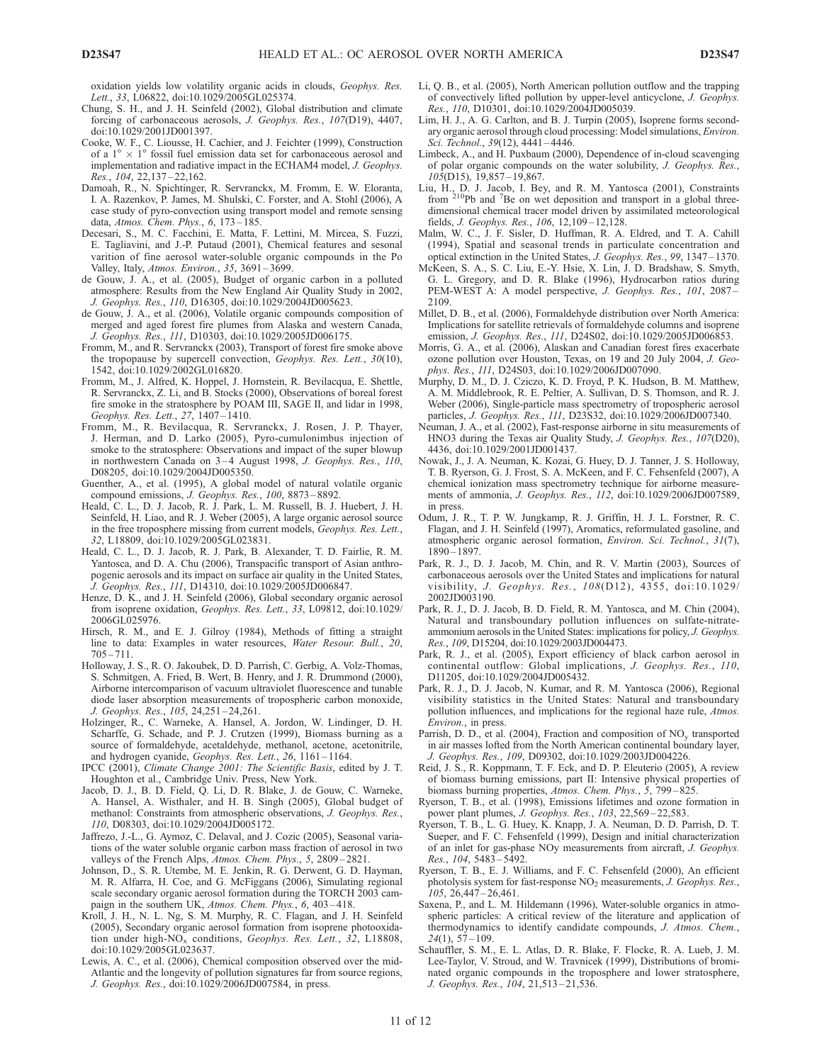oxidation yields low volatility organic acids in clouds, *Geophys. Res. Lett.*, *33*, L06822, doi:10.1029/2005GL025374.

Chung, S. H., and J. H. Seinfeld (2002), Global distribution and climate forcing of carbonaceous aerosols, *J. Geophys. Res.*, *107*(D19), 4407, doi:10.1029/2001JD001397.

Cooke, W. F., C. Liousse, H. Cachier, and J. Feichter (1999), Construction of a 1° × 1° fossil fuel emission data set for carbonaceous aerosol and implementation and radiative impact in the ECHAM4 model, *J. Geophys. Res.*, *104*, 22,137–22,162.

Damoah, R., N. Spichtinger, R. Servranckx, M. Fromm, E. W. Eloranta, I. A. Razenkov, P. James, M. Shulski, C. Forster, and A. Stohl (2006), A case study of pyro-convection using transport model and remote sensing data, *Atmos. Chem. Phys.*, *6*, 173–185.

Decesari, S., M. C. Facchini, E. Matta, F. Lettini, M. Mircea, S. Fuzzi, E. Tagliavini, and J.-P. Putaud (2001), Chemical features and sesonal varition of fine aerosol water-soluble organic compounds in the Po Valley, Italy, *Atmos. Environ.*, *35*, 3691–3699.

de Gouw, J. A., et al. (2005), Budget of organic carbon in a polluted atmosphere: Results from the New England Air Quality Study in 2002, *J. Geophys. Res.*, *110*, D16305, doi:10.1029/2004JD005623.

de Gouw, J. A., et al. (2006), Volatile organic compounds composition of merged and aged forest fire plumes from Alaska and western Canada, *J. Geophys. Res.*, *111*, D10303, doi:10.1029/2005JD006175.

Fromm, M., and R. Servranckx (2003), Transport of forest fire smoke above the tropopause by supercell convection, *Geophys. Res. Lett.*, *30*(10), 1542, doi:10.1029/2002GL016820.

Fromm, M., J. Alfred, K. Hoppel, J. Hornstein, R. Bevilacqua, E. Shettle, R. Servranckx, Z. Li, and B. Stocks (2000), Observations of boreal forest fire smoke in the stratosphere by POAM III, SAGE II, and lidar in 1998, *Geophys. Res. Lett.*, *27*, 1407–1410.

Fromm, M., R. Bevilacqua, R. Servranckx, J. Rosen, J. P. Thayer, J. Herman, and D. Larko (2005), Pyro-cumulonimbus injection of smoke to the stratosphere: Observations and impact of the super blowup in northwestern Canada on 3–4 August 1998, *J. Geophys. Res.*, *110*, D08205, doi:10.1029/2004JD005350.

Guenther, A., et al. (1995), A global model of natural volatile organic compound emissions, *J. Geophys. Res.*, *100*, 8873–8892.

Heald, C. L., D. J. Jacob, R. J. Park, L. M. Russell, B. J. Huebert, J. H. Seinfeld, H. Liao, and R. J. Weber (2005), A large organic aerosol source in the free troposphere missing from current models, *Geophys. Res. Lett.*, *32*, L18809, doi:10.1029/2005GL023831.

Heald, C. L., D. J. Jacob, R. J. Park, B. Alexander, T. D. Fairlie, R. M. Yantosca, and D. A. Chu (2006), Transpacific transport of Asian anthropogenic aerosols and its impact on surface air quality in the United States, *J. Geophys. Res.*, *111*, D14310, doi:10.1029/2005JD006847.

Henze, D. K., and J. H. Seinfeld (2006), Global secondary organic aerosol from isoprene oxidation, *Geophys. Res. Lett.*, *33*, L09812, doi:10.1029/2006GL025976.

Hirsch, R. M., and E. J. Gilroy (1984), Methods of fitting a straight line to data: Examples in water resources, *Water Resour. Bull.*, *20*, 705–711.

Holloway, J. S., R. O. Jakoubek, D. D. Parrish, C. Gerbig, A. Volz-Thomas, S. Schmitgen, A. Fried, B. Wert, B. Henry, and J. R. Drummond (2000), Airborne intercomparison of vacuum ultraviolet fluorescence and tunable diode laser absorption measurements of tropospheric carbon monoxide, *J. Geophys. Res.*, *105*, 24,251–24,261.

Holzinger, R., C. Warneke, A. Hansel, A. Jordon, W. Lindinger, D. H. Scharffe, G. Schade, and P. J. Crutzen (1999), Biomass burning as a source of formaldehyde, acetaldehyde, methanol, acetone, acetonitrile, and hydrogen cyanide, *Geophys. Res. Lett.*, *26*, 1161–1164.

IPCC (2001), *Climate Change 2001: The Scientific Basis*, edited by J. T. Houghton et al., Cambridge Univ. Press, New York.

Jacob, D. J., B. D. Field, Q. Li, D. R. Blake, J. de Gouw, C. Warneke, A. Hansel, A. Wisthaler, and H. B. Singh (2005), Global budget of methanol: Constraints from atmospheric observations, *J. Geophys. Res.*, *110*, D08303, doi:10.1029/2004JD005172.

Jaffrezo, J.-L., G. Aymoz, C. Delaval, and J. Cozic (2005), Seasonal variations of the water soluble organic carbon mass fraction of aerosol in two valleys of the French Alps, *Atmos. Chem. Phys.*, *5*, 2809–2821.

Johnson, D., S. R. Utembe, M. E. Jenkin, R. G. Derwent, G. D. Hayman, M. R. Alfarra, H. Coe, and G. McFiggans (2006), Simulating regional scale secondary organic aerosol formation during the TORCH 2003 campaign in the southern UK, *Atmos. Chem. Phys.*, *6*, 403–418.

Kroll, J. H., N. L. Ng, S. M. Murphy, R. C. Flagan, and J. H. Seinfeld (2005), Secondary organic aerosol formation from isoprene photooxidation under high-$NO_x$ conditions, *Geophys. Res. Lett.*, *32*, L18808, doi:10.1029/2005GL023637.

Lewis, A. C., et al. (2006), Chemical composition observed over the mid-Atlantic and the longevity of pollution signatures far from source regions, *J. Geophys. Res.*, doi:10.1029/2006JD007584, in press.

Li, Q. B., et al. (2005), North American pollution outflow and the trapping of convectively lifted pollution by upper-level anticyclone, *J. Geophys. Res.*, *110*, D10301, doi:10.1029/2004JD005039.

Lim, H. J., A. G. Carlton, and B. J. Turpin (2005), Isoprene forms secondary organic aerosol through cloud processing: Model simulations, *Environ. Sci. Technol.*, *39*(12), 4441–4446.

Limbeck, A., and H. Puxbaum (2000), Dependence of in-cloud scavenging of polar organic compounds on the water solubility, *J. Geophys. Res.*, *105*(D15), 19,857–19,867.

Liu, H., D. J. Jacob, I. Bey, and R. M. Yantosca (2001), Constraints from $^{210}$Pb and $^{7}$Be on wet deposition and transport in a global three-dimensional chemical tracer model driven by assimilated meteorological fields, *J. Geophys. Res.*, *106*, 12,109–12,128.

Malm, W. C., J. F. Sisler, D. Huffman, R. A. Eldred, and T. A. Cahill (1994), Spatial and seasonal trends in particulate concentration and optical extinction in the United States, *J. Geophys. Res.*, *99*, 1347–1370.

McKeen, S. A., S. C. Liu, E.-Y. Hsie, X. Lin, J. D. Bradshaw, S. Smyth, G. L. Gregory, and D. R. Blake (1996), Hydrocarbon ratios during PEM-WEST A: A model perspective, *J. Geophys. Res.*, *101*, 2087–2109.

Millet, D. B., et al. (2006), Formaldehyde distribution over North America: Implications for satellite retrievals of formaldehyde columns and isoprene emission, *J. Geophys. Res.*, *111*, D24S02, doi:10.1029/2005JD006853.

Morris, G. A., et al. (2006), Alaskan and Canadian forest fires exacerbate ozone pollution over Houston, Texas, on 19 and 20 July 2004, *J. Geophys. Res.*, *111*, D24S03, doi:10.1029/2006JD007090.

Murphy, D. M., D. J. Cziczo, K. D. Froyd, P. K. Hudson, B. M. Matthew, A. M. Middlebrook, R. E. Peltier, A. Sullivan, D. S. Thomson, and R. J. Weber (2006), Single-particle mass spectrometry of tropospheric aerosol particles, *J. Geophys. Res.*, *111*, D23S32, doi:10.1029/2006JD007340.

Neuman, J. A., et al. (2002), Fast-response airborne in situ measurements of HNO3 during the Texas air Quality Study, *J. Geophys. Res.*, *107*(D20), 4436, doi:10.1029/2001JD001437.

Nowak, J., J. A. Neuman, K. Kozai, G. Huey, D. J. Tanner, J. S. Holloway, T. B. Ryerson, G. J. Frost, S. A. McKeen, and F. C. Fehsenfeld (2007), A chemical ionization mass spectrometry technique for airborne measurements of ammonia, *J. Geophys. Res.*, *112*, doi:10.1029/2006JD007589, in press.

Odum, J. R., T. P. W. Jungkamp, R. J. Griffin, H. J. L. Forstner, R. C. Flagan, and J. H. Seinfeld (1997), Aromatics, reformulated gasoline, and atmospheric organic aerosol formation, *Environ. Sci. Technol.*, *31*(7), 1890–1897.

Park, R. J., D. J. Jacob, M. Chin, and R. V. Martin (2003), Sources of carbonaceous aerosols over the United States and implications for natural visibility, *J. Geophys. Res.*, *108*(D12), 4355, doi:10.1029/2002JD003190.

Park, R. J., D. J. Jacob, B. D. Field, R. M. Yantosca, and M. Chin (2004), Natural and transboundary pollution influences on sulfate-nitrate-ammonium aerosols in the United States: implications for policy, *J. Geophys. Res.*, *109*, D15204, doi:10.1029/2003JD004473.

Park, R. J., et al. (2005), Export efficiency of black carbon aerosol in continental outflow: Global implications, *J. Geophys. Res.*, *110*, D11205, doi:10.1029/2004JD005432.

Park, R. J., D. J. Jacob, N. Kumar, and R. M. Yantosca (2006), Regional visibility statistics in the United States: Natural and transboundary pollution influences, and implications for the regional haze rule, *Atmos. Environ.*, in press.

Parrish, D. D., et al. (2004), Fraction and composition of $NO_y$ transported in air masses lofted from the North American continental boundary layer, *J. Geophys. Res.*, *109*, D09302, doi:10.1029/2003JD004226.

Reid, J. S., R. Koppmann, T. F. Eck, and D. P. Eleuterio (2005), A review of biomass burning emissions, part II: Intensive physical properties of biomass burning properties, *Atmos. Chem. Phys.*, *5*, 799–825.

Ryerson, T. B., et al. (1998), Emissions lifetimes and ozone formation in power plant plumes, *J. Geophys. Res.*, *103*, 22,569–22,583.

Ryerson, T. B., L. G. Huey, K. Knapp, J. A. Neuman, D. D. Parrish, D. T. Sueper, and F. C. Fehsenfeld (1999), Design and initial characterization of an inlet for gas-phase NOy measurements from aircraft, *J. Geophys. Res.*, *104*, 5483–5492.

Ryerson, T. B., E. J. Williams, and F. C. Fehsenfeld (2000), An efficient photolysis system for fast-response $NO_2$ measurements, *J. Geophys. Res.*, *105*, 26,447–26,461.

Saxena, P., and L. M. Hildemann (1996), Water-soluble organics in atmospheric particles: A critical review of the literature and application of thermodynamics to identify candidate compounds, *J. Atmos. Chem.*, *24*(1), 57–109.

Schauffler, S. M., E. L. Atlas, D. R. Blake, F. Flocke, R. A. Lueb, J. M. Lee-Taylor, V. Stroud, and W. Travnicek (1999), Distributions of brominated organic compounds in the troposphere and lower stratosphere, *J. Geophys. Res.*, *104*, 21,513–21,536.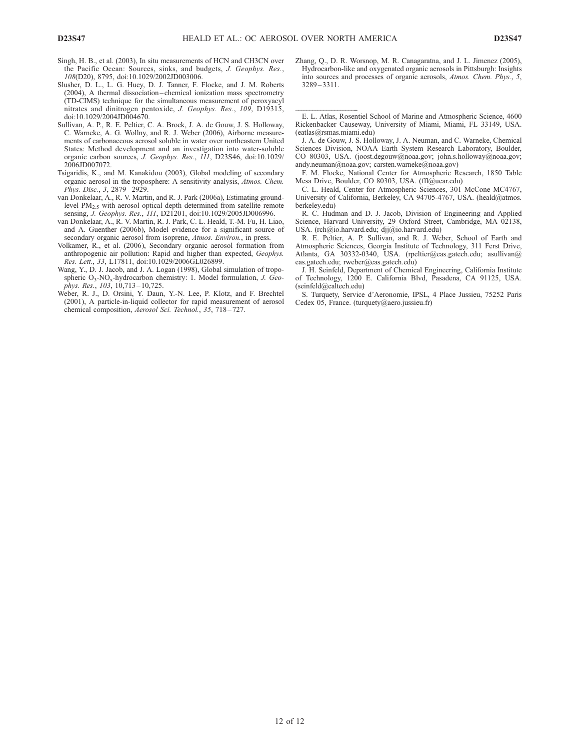Singh, H. B., et al. (2003), In situ measurements of HCN and CH3CN over the Pacific Ocean: Sources, sinks, and budgets, *J. Geophys. Res.*, *108*(D20), 8795, doi:10.1029/2002JD003006.

Slusher, D. L., L. G. Huey, D. J. Tanner, F. Flocke, and J. M. Roberts (2004), A thermal dissociation–chemical ionization mass spectrometry (TD-CIMS) technique for the simultaneous measurement of peroxyacyl nitrates and dinitrogen pentoxide, *J. Geophys. Res.*, *109*, D19315, doi:10.1029/2004JD004670.

Sullivan, A. P., R. E. Peltier, C. A. Brock, J. A. de Gouw, J. S. Holloway, C. Warneke, A. G. Wollny, and R. J. Weber (2006), Airborne measurements of carbonaceous aerosol soluble in water over northeastern United States: Method development and an investigation into water-soluble organic carbon sources, *J. Geophys. Res.*, *111*, D23S46, doi:10.1029/2006JD007072.

Tsigaridis, K., and M. Kanakidou (2003), Global modeling of secondary organic aerosol in the troposphere: A sensitivity analysis, *Atmos. Chem. Phys. Disc.*, *3*, 2879–2929.

van Donkelaar, A., R. V. Martin, and R. J. Park (2006a), Estimating ground-level $PM_{2.5}$ with aerosol optical depth determined from satellite remote sensing, *J. Geophys. Res.*, *111*, D21201, doi:10.1029/2005JD006996.

van Donkelaar, A., R. V. Martin, R. J. Park, C. L. Heald, T.-M. Fu, H. Liao, and A. Guenther (2006b), Model evidence for a significant source of secondary organic aerosol from isoprene, *Atmos. Environ.*, in press.

Volkamer, R., et al. (2006), Secondary organic aerosol formation from anthropogenic air pollution: Rapid and higher than expected, *Geophys. Res. Lett.*, *33*, L17811, doi:10.1029/2006GL026899.

Wang, Y., D. J. Jacob, and J. A. Logan (1998), Global simulation of tropospheric $O_3$-$NO_x$-hydrocarbon chemistry: 1. Model formulation, *J. Geophys. Res.*, *103*, 10,713–10,725.

Weber, R. J., D. Orsini, Y. Daun, Y.-N. Lee, P. Klotz, and F. Brechtel (2001), A particle-in-liquid collector for rapid measurement of aerosol chemical composition, *Aerosol Sci. Technol.*, *35*, 718–727.

Zhang, Q., D. R. Worsnop, M. R. Canagaratna, and J. L. Jimenez (2005), Hydrocarbon-like and oxygenated organic aerosols in Pittsburgh: Insights into sources and processes of organic aerosols, *Atmos. Chem. Phys.*, *5*, 3289–3311.

---

E. L. Atlas, Rosentiel School of Marine and Atmospheric Science, 4600 Rickenbacker Causeway, University of Miami, Miami, FL 33149, USA. (eatlas@rsmas.miami.edu)

J. A. de Gouw, J. S. Holloway, J. A. Neuman, and C. Warneke, Chemical Sciences Division, NOAA Earth System Research Laboratory, Boulder, CO 80303, USA. (joost.degouw@noaa.gov; john.s.holloway@noaa.gov; andy.neuman@noaa.gov; carsten.warneke@noaa.gov)

F. M. Flocke, National Center for Atmospheric Research, 1850 Table Mesa Drive, Boulder, CO 80303, USA. (ffl@ucar.edu)

C. L. Heald, Center for Atmospheric Sciences, 301 McCone MC4767, University of California, Berkeley, CA 94705-4767, USA. (heald@atmos.berkeley.edu)

R. C. Hudman and D. J. Jacob, Division of Engineering and Applied Science, Harvard University, 29 Oxford Street, Cambridge, MA 02138, USA. (rch@io.harvard.edu; djj@io.harvard.edu)

R. E. Peltier, A. P. Sullivan, and R. J. Weber, School of Earth and Atmospheric Sciences, Georgia Institute of Technology, 311 Ferst Drive, Atlanta, GA 30332-0340, USA. (rpeltier@eas.gatech.edu; asullivan@eas.gatech.edu; rweber@eas.gatech.edu)

J. H. Seinfeld, Department of Chemical Engineering, California Institute of Technology, 1200 E. California Blvd, Pasadena, CA 91125, USA. (seinfeld@caltech.edu)

S. Turquety, Service d'Aeronomie, IPSL, 4 Place Jussieu, 75252 Paris Cedex 05, France. (turquety@aero.jussieu.fr)